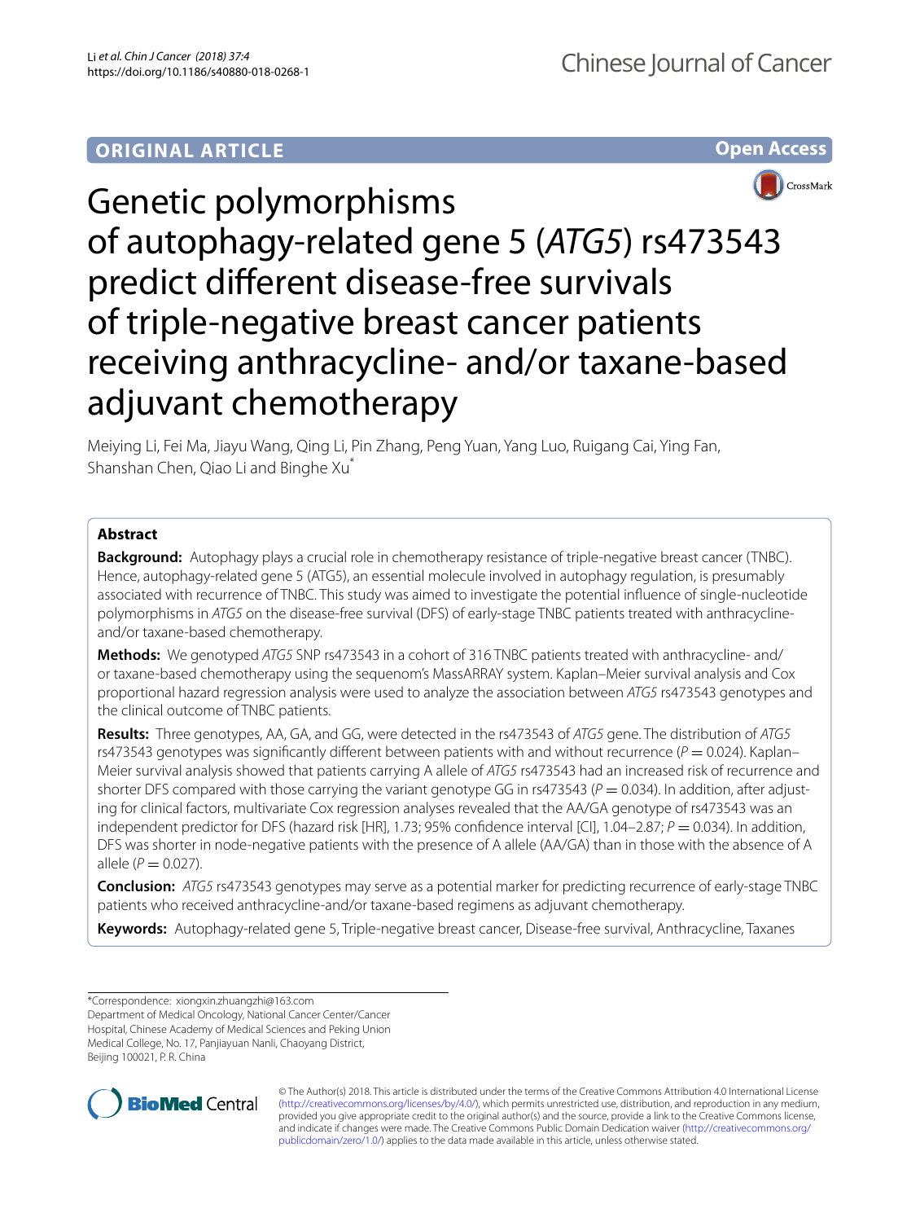**ORIGINAL ARTICLE** **Open Access**

# Genetic polymorphisms of autophagy-related gene 5 (*ATG5*) rs473543 predict different disease-free survivals of triple-negative breast cancer patients receiving anthracycline- and/or taxane-based adjuvant chemotherapy

Meiying Li, Fei Ma, Jiayu Wang, Qing Li, Pin Zhang, Peng Yuan, Yang Luo, Ruigang Cai, Ying Fan, Shanshan Chen, Qiao Li and Binghe Xu*

## Abstract

**Background:** Autophagy plays a crucial role in chemotherapy resistance of triple-negative breast cancer (TNBC). Hence, autophagy-related gene 5 (ATG5), an essential molecule involved in autophagy regulation, is presumably associated with recurrence of TNBC. This study was aimed to investigate the potential influence of single-nucleotide polymorphisms in *ATG5* on the disease-free survival (DFS) of early-stage TNBC patients treated with anthracycline- and/or taxane-based chemotherapy.

**Methods:** We genotyped *ATG5* SNP rs473543 in a cohort of 316 TNBC patients treated with anthracycline- and/or taxane-based chemotherapy using the sequenom's MassARRAY system. Kaplan–Meier survival analysis and Cox proportional hazard regression analysis were used to analyze the association between *ATG5* rs473543 genotypes and the clinical outcome of TNBC patients.

**Results:** Three genotypes, AA, GA, and GG, were detected in the rs473543 of *ATG5* gene. The distribution of *ATG5* rs473543 genotypes was significantly different between patients with and without recurrence ($P = 0.024$). Kaplan–Meier survival analysis showed that patients carrying A allele of *ATG5* rs473543 had an increased risk of recurrence and shorter DFS compared with those carrying the variant genotype GG in rs473543 ($P = 0.034$). In addition, after adjusting for clinical factors, multivariate Cox regression analyses revealed that the AA/GA genotype of rs473543 was an independent predictor for DFS (hazard risk [HR], 1.73; 95% confidence interval [CI], 1.04–2.87; $P = 0.034$). In addition, DFS was shorter in node-negative patients with the presence of A allele (AA/GA) than in those with the absence of A allele ($P = 0.027$).

**Conclusion:** *ATG5* rs473543 genotypes may serve as a potential marker for predicting recurrence of early-stage TNBC patients who received anthracycline-and/or taxane-based regimens as adjuvant chemotherapy.

**Keywords:** Autophagy-related gene 5, Triple-negative breast cancer, Disease-free survival, Anthracycline, Taxanes

*Correspondence: xiongxin.zhuangzhi@163.com
Department of Medical Oncology, National Cancer Center/Cancer Hospital, Chinese Academy of Medical Sciences and Peking Union Medical College, No. 17, Panjiayuan Nanli, Chaoyang District, Beijing 100021, P. R. China

© The Author(s) 2018. This article is distributed under the terms of the Creative Commons Attribution 4.0 International License (http://creativecommons.org/licenses/by/4.0/), which permits unrestricted use, distribution, and reproduction in any medium, provided you give appropriate credit to the original author(s) and the source, provide a link to the Creative Commons license, and indicate if changes were made. The Creative Commons Public Domain Dedication waiver (http://creativecommons.org/publicdomain/zero/1.0/) applies to the data made available in this article, unless otherwise stated.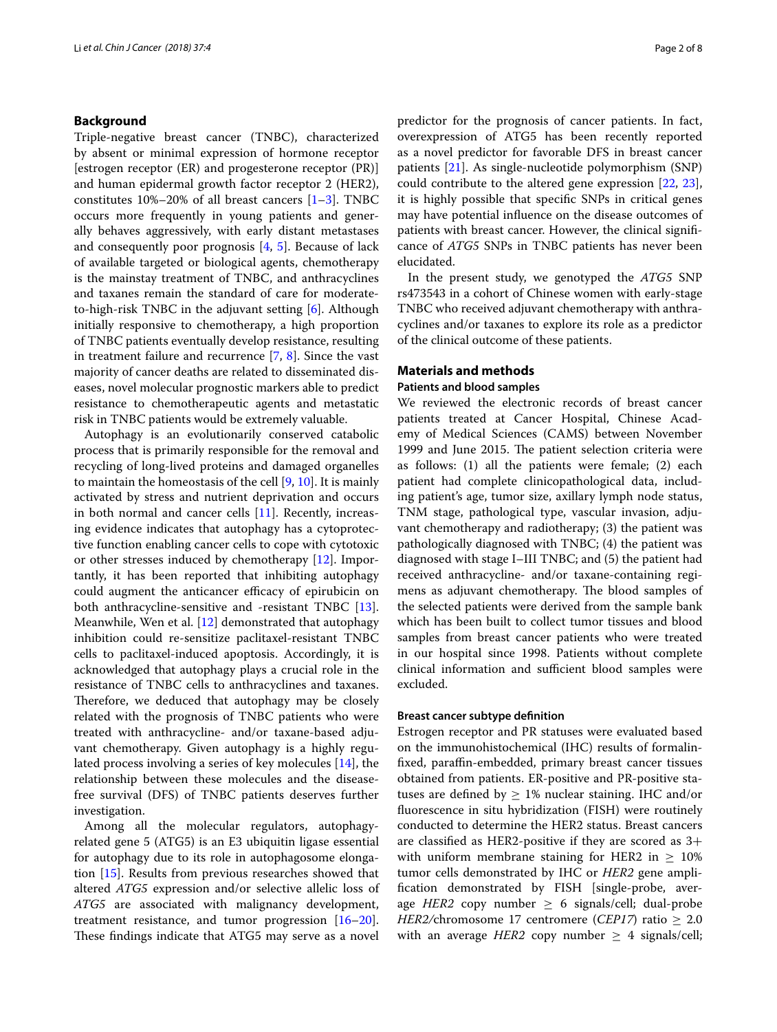## Background

Triple-negative breast cancer (TNBC), characterized by absent or minimal expression of hormone receptor [estrogen receptor (ER) and progesterone receptor (PR)] and human epidermal growth factor receptor 2 (HER2), constitutes 10%–20% of all breast cancers [1–3]. TNBC occurs more frequently in young patients and generally behaves aggressively, with early distant metastases and consequently poor prognosis [4, 5]. Because of lack of available targeted or biological agents, chemotherapy is the mainstay treatment of TNBC, and anthracyclines and taxanes remain the standard of care for moderate-to-high-risk TNBC in the adjuvant setting [6]. Although initially responsive to chemotherapy, a high proportion of TNBC patients eventually develop resistance, resulting in treatment failure and recurrence [7, 8]. Since the vast majority of cancer deaths are related to disseminated diseases, novel molecular prognostic markers able to predict resistance to chemotherapeutic agents and metastatic risk in TNBC patients would be extremely valuable.

Autophagy is an evolutionarily conserved catabolic process that is primarily responsible for the removal and recycling of long-lived proteins and damaged organelles to maintain the homeostasis of the cell [9, 10]. It is mainly activated by stress and nutrient deprivation and occurs in both normal and cancer cells [11]. Recently, increasing evidence indicates that autophagy has a cytoprotective function enabling cancer cells to cope with cytotoxic or other stresses induced by chemotherapy [12]. Importantly, it has been reported that inhibiting autophagy could augment the anticancer efficacy of epirubicin on both anthracycline-sensitive and -resistant TNBC [13]. Meanwhile, Wen et al. [12] demonstrated that autophagy inhibition could re-sensitize paclitaxel-resistant TNBC cells to paclitaxel-induced apoptosis. Accordingly, it is acknowledged that autophagy plays a crucial role in the resistance of TNBC cells to anthracyclines and taxanes. Therefore, we deduced that autophagy may be closely related with the prognosis of TNBC patients who were treated with anthracycline- and/or taxane-based adjuvant chemotherapy. Given autophagy is a highly regulated process involving a series of key molecules [14], the relationship between these molecules and the disease-free survival (DFS) of TNBC patients deserves further investigation.

Among all the molecular regulators, autophagy-related gene 5 (ATG5) is an E3 ubiquitin ligase essential for autophagy due to its role in autophagosome elongation [15]. Results from previous researches showed that altered *ATG5* expression and/or selective allelic loss of *ATG5* are associated with malignancy development, treatment resistance, and tumor progression [16–20]. These findings indicate that ATG5 may serve as a novel predictor for the prognosis of cancer patients. In fact, overexpression of ATG5 has been recently reported as a novel predictor for favorable DFS in breast cancer patients [21]. As single-nucleotide polymorphism (SNP) could contribute to the altered gene expression [22, 23], it is highly possible that specific SNPs in critical genes may have potential influence on the disease outcomes of patients with breast cancer. However, the clinical significance of *ATG5* SNPs in TNBC patients has never been elucidated.

In the present study, we genotyped the *ATG5* SNP rs473543 in a cohort of Chinese women with early-stage TNBC who received adjuvant chemotherapy with anthracyclines and/or taxanes to explore its role as a predictor of the clinical outcome of these patients.

## Materials and methods

### Patients and blood samples

We reviewed the electronic records of breast cancer patients treated at Cancer Hospital, Chinese Academy of Medical Sciences (CAMS) between November 1999 and June 2015. The patient selection criteria were as follows: (1) all the patients were female; (2) each patient had complete clinicopathological data, including patient's age, tumor size, axillary lymph node status, TNM stage, pathological type, vascular invasion, adjuvant chemotherapy and radiotherapy; (3) the patient was pathologically diagnosed with TNBC; (4) the patient was diagnosed with stage I–III TNBC; and (5) the patient had received anthracycline- and/or taxane-containing regimens as adjuvant chemotherapy. The blood samples of the selected patients were derived from the sample bank which has been built to collect tumor tissues and blood samples from breast cancer patients who were treated in our hospital since 1998. Patients without complete clinical information and sufficient blood samples were excluded.

### Breast cancer subtype definition

Estrogen receptor and PR statuses were evaluated based on the immunohistochemical (IHC) results of formalin-fixed, paraffin-embedded, primary breast cancer tissues obtained from patients. ER-positive and PR-positive statuses are defined by $\geq$ 1% nuclear staining. IHC and/or fluorescence in situ hybridization (FISH) were routinely conducted to determine the HER2 status. Breast cancers are classified as HER2-positive if they are scored as 3+ with uniform membrane staining for HER2 in $\geq$ 10% tumor cells demonstrated by IHC or *HER2* gene amplification demonstrated by FISH [single-probe, average *HER2* copy number $\geq$ 6 signals/cell; dual-probe *HER2*/chromosome 17 centromere (*CEP17*) ratio $\geq$ 2.0 with an average *HER2* copy number $\geq$ 4 signals/cell;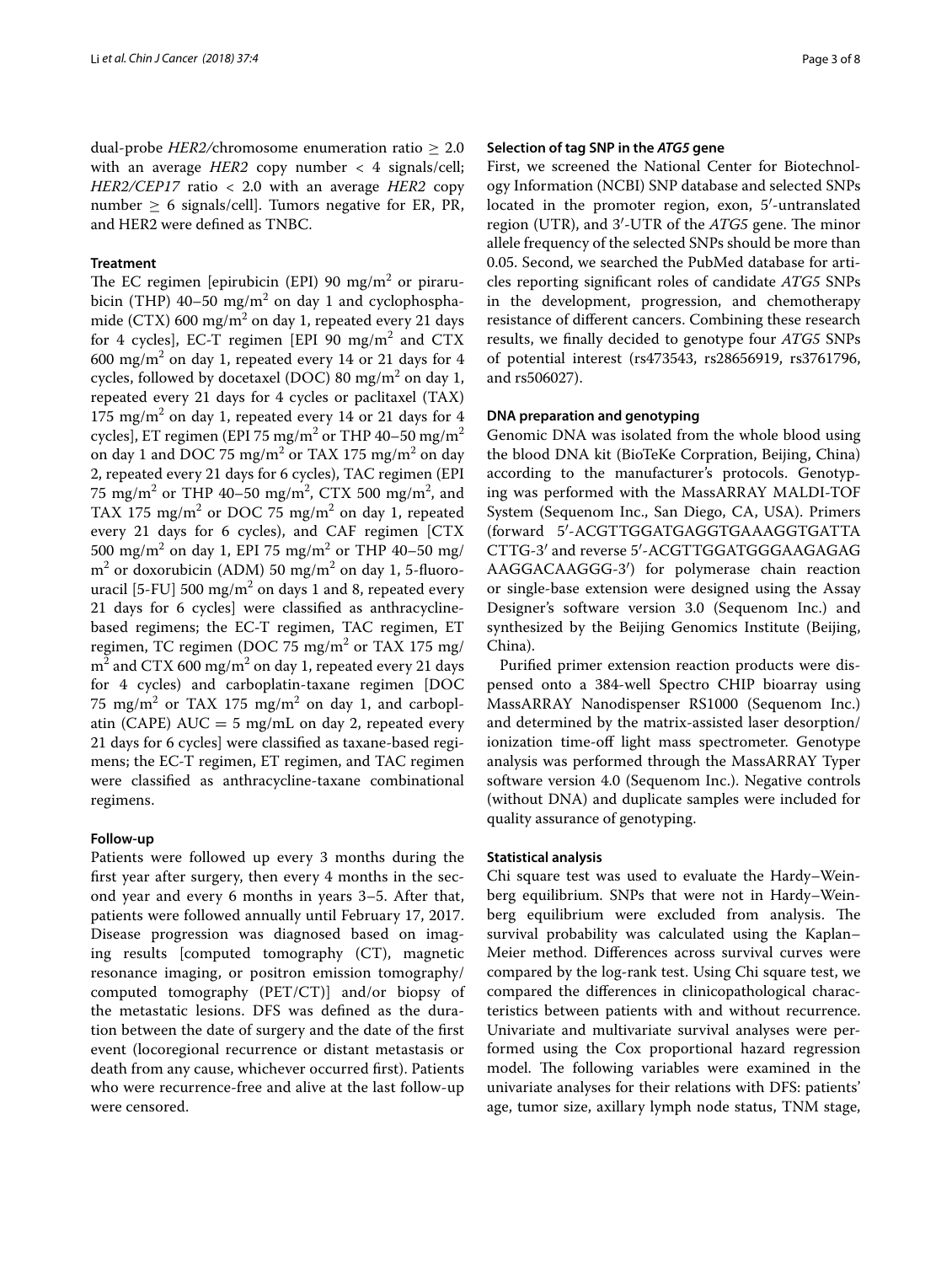dual-probe *HER2/*chromosome enumeration ratio $\geq$ 2.0 with an average *HER2* copy number < 4 signals/cell; *HER2/CEP17* ratio < 2.0 with an average *HER2* copy number $\geq$ 6 signals/cell]. Tumors negative for ER, PR, and HER2 were defined as TNBC.

### Treatment

The EC regimen [epirubicin (EPI) 90 mg/m$^2$ or pirarubicin (THP) 40–50 mg/m$^2$ on day 1 and cyclophosphamide (CTX) 600 mg/m$^2$ on day 1, repeated every 21 days for 4 cycles], EC-T regimen [EPI 90 mg/m$^2$ and CTX 600 mg/m$^2$ on day 1, repeated every 14 or 21 days for 4 cycles, followed by docetaxel (DOC) 80 mg/m$^2$ on day 1, repeated every 21 days for 4 cycles or paclitaxel (TAX) 175 mg/m$^2$ on day 1, repeated every 14 or 21 days for 4 cycles], ET regimen (EPI 75 mg/m$^2$ or THP 40–50 mg/m$^2$ on day 1 and DOC 75 mg/m$^2$ or TAX 175 mg/m$^2$ on day 2, repeated every 21 days for 6 cycles), TAC regimen (EPI 75 mg/m$^2$ or THP 40–50 mg/m$^2$, CTX 500 mg/m$^2$, and TAX 175 mg/m$^2$ or DOC 75 mg/m$^2$ on day 1, repeated every 21 days for 6 cycles), and CAF regimen [CTX 500 mg/m$^2$ on day 1, EPI 75 mg/m$^2$ or THP 40–50 mg/m$^2$ or doxorubicin (ADM) 50 mg/m$^2$ on day 1, 5-fluorouracil [5-FU] 500 mg/m$^2$ on days 1 and 8, repeated every 21 days for 6 cycles] were classified as anthracycline-based regimens; the EC-T regimen, TAC regimen, ET regimen, TC regimen (DOC 75 mg/m$^2$ or TAX 175 mg/m$^2$ and CTX 600 mg/m$^2$ on day 1, repeated every 21 days for 4 cycles) and carboplatin-taxane regimen [DOC 75 mg/m$^2$ or TAX 175 mg/m$^2$ on day 1, and carboplatin (CAPE) AUC = 5 mg/mL on day 2, repeated every 21 days for 6 cycles] were classified as taxane-based regimens; the EC-T regimen, ET regimen, and TAC regimen were classified as anthracycline-taxane combinational regimens.

### Follow-up

Patients were followed up every 3 months during the first year after surgery, then every 4 months in the second year and every 6 months in years 3–5. After that, patients were followed annually until February 17, 2017. Disease progression was diagnosed based on imaging results [computed tomography (CT), magnetic resonance imaging, or positron emission tomography/computed tomography (PET/CT)] and/or biopsy of the metastatic lesions. DFS was defined as the duration between the date of surgery and the date of the first event (locoregional recurrence or distant metastasis or death from any cause, whichever occurred first). Patients who were recurrence-free and alive at the last follow-up were censored.

### Selection of tag SNP in the *ATG5* gene

First, we screened the National Center for Biotechnology Information (NCBI) SNP database and selected SNPs located in the promoter region, exon, 5′-untranslated region (UTR), and 3′-UTR of the *ATG5* gene. The minor allele frequency of the selected SNPs should be more than 0.05. Second, we searched the PubMed database for articles reporting significant roles of candidate *ATG5* SNPs in the development, progression, and chemotherapy resistance of different cancers. Combining these research results, we finally decided to genotype four *ATG5* SNPs of potential interest (rs473543, rs28656919, rs3761796, and rs506027).

### DNA preparation and genotyping

Genomic DNA was isolated from the whole blood using the blood DNA kit (BioTeKe Corpration, Beijing, China) according to the manufacturer's protocols. Genotyping was performed with the MassARRAY MALDI-TOF System (Sequenom Inc., San Diego, CA, USA). Primers (forward 5′-ACGTTGGATGAGGTGAAAGGTGATTA CTTG-3′ and reverse 5′-ACGTTGGATGGGAAGAGAG AAGGACAAGGG-3′) for polymerase chain reaction or single-base extension were designed using the Assay Designer's software version 3.0 (Sequenom Inc.) and synthesized by the Beijing Genomics Institute (Beijing, China).

Purified primer extension reaction products were dispensed onto a 384-well Spectro CHIP bioarray using MassARRAY Nanodispenser RS1000 (Sequenom Inc.) and determined by the matrix-assisted laser desorption/ionization time-off light mass spectrometer. Genotype analysis was performed through the MassARRAY Typer software version 4.0 (Sequenom Inc.). Negative controls (without DNA) and duplicate samples were included for quality assurance of genotyping.

### Statistical analysis

Chi square test was used to evaluate the Hardy–Weinberg equilibrium. SNPs that were not in Hardy–Weinberg equilibrium were excluded from analysis. The survival probability was calculated using the Kaplan–Meier method. Differences across survival curves were compared by the log-rank test. Using Chi square test, we compared the differences in clinicopathological characteristics between patients with and without recurrence. Univariate and multivariate survival analyses were performed using the Cox proportional hazard regression model. The following variables were examined in the univariate analyses for their relations with DFS: patients' age, tumor size, axillary lymph node status, TNM stage,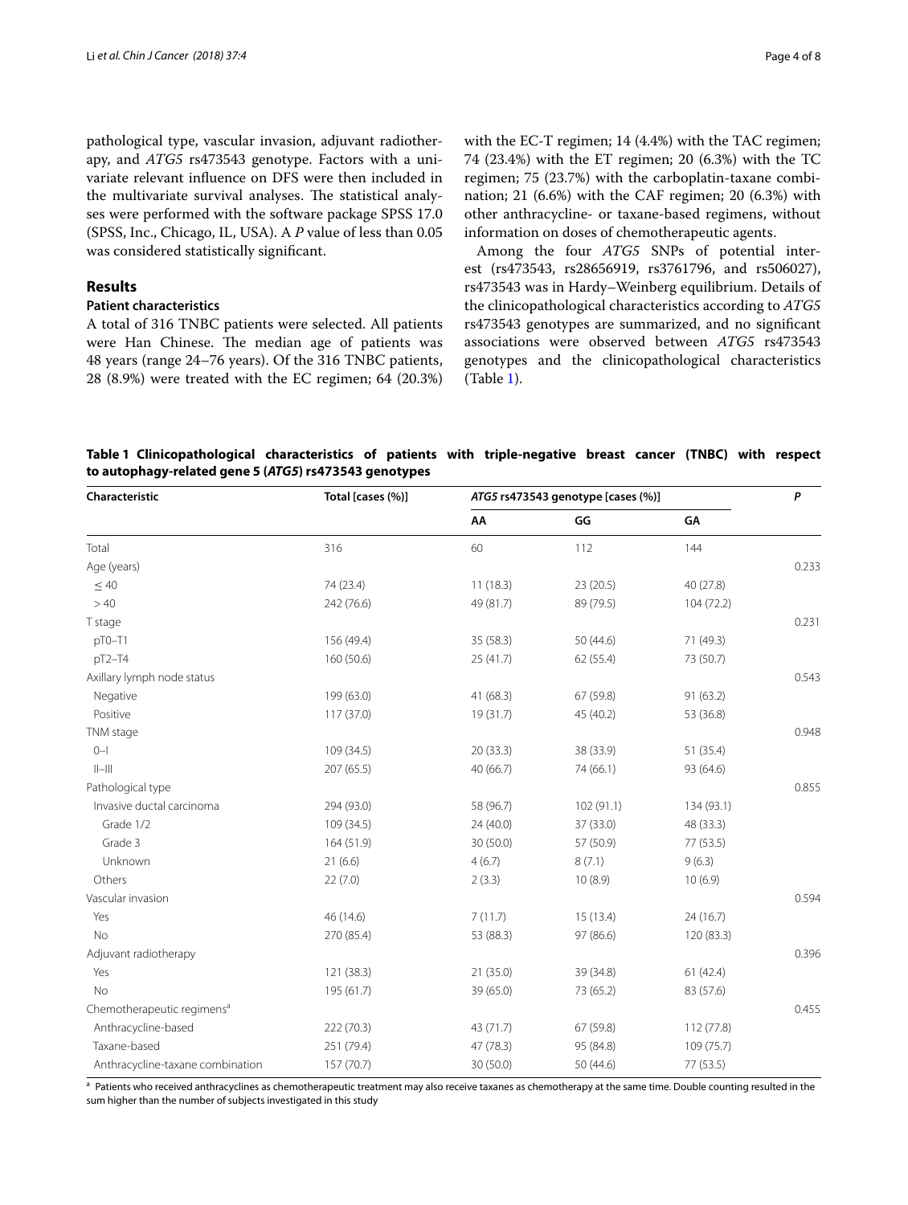pathological type, vascular invasion, adjuvant radiotherapy, and *ATG5* rs473543 genotype. Factors with a univariate relevant influence on DFS were then included in the multivariate survival analyses. The statistical analyses were performed with the software package SPSS 17.0 (SPSS, Inc., Chicago, IL, USA). A *P* value of less than 0.05 was considered statistically significant.

## Results

### Patient characteristics

A total of 316 TNBC patients were selected. All patients were Han Chinese. The median age of patients was 48 years (range 24–76 years). Of the 316 TNBC patients, 28 (8.9%) were treated with the EC regimen; 64 (20.3%) with the EC-T regimen; 14 (4.4%) with the TAC regimen; 74 (23.4%) with the ET regimen; 20 (6.3%) with the TC regimen; 75 (23.7%) with the carboplatin-taxane combination; 21 (6.6%) with the CAF regimen; 20 (6.3%) with other anthracycline- or taxane-based regimens, without information on doses of chemotherapeutic agents.

Among the four *ATG5* SNPs of potential interest (rs473543, rs28656919, rs3761796, and rs506027), rs473543 was in Hardy–Weinberg equilibrium. Details of the clinicopathological characteristics according to *ATG5* rs473543 genotypes are summarized, and no significant associations were observed between *ATG5* rs473543 genotypes and the clinicopathological characteristics (Table 1).

**Table 1 Clinicopathological characteristics of patients with triple-negative breast cancer (TNBC) with respect to autophagy-related gene 5 (*ATG5*) rs473543 genotypes**

| Characteristic | Total [cases (%)] | *ATG5* rs473543 genotype [cases (%)] | | | *P* |
|---|---|---|---|---|---|
| | | AA | GG | GA | |
| Total | 316 | 60 | 112 | 144 | |
| Age (years) | | | | | 0.233 |
| ≤ 40 | 74 (23.4) | 11 (18.3) | 23 (20.5) | 40 (27.8) | |
| > 40 | 242 (76.6) | 49 (81.7) | 89 (79.5) | 104 (72.2) | |
| T stage | | | | | 0.231 |
| pT0–T1 | 156 (49.4) | 35 (58.3) | 50 (44.6) | 71 (49.3) | |
| pT2–T4 | 160 (50.6) | 25 (41.7) | 62 (55.4) | 73 (50.7) | |
| Axillary lymph node status | | | | | 0.543 |
| Negative | 199 (63.0) | 41 (68.3) | 67 (59.8) | 91 (63.2) | |
| Positive | 117 (37.0) | 19 (31.7) | 45 (40.2) | 53 (36.8) | |
| TNM stage | | | | | 0.948 |
| 0–I | 109 (34.5) | 20 (33.3) | 38 (33.9) | 51 (35.4) | |
| II–III | 207 (65.5) | 40 (66.7) | 74 (66.1) | 93 (64.6) | |
| Pathological type | | | | | 0.855 |
| Invasive ductal carcinoma | 294 (93.0) | 58 (96.7) | 102 (91.1) | 134 (93.1) | |
| Grade 1/2 | 109 (34.5) | 24 (40.0) | 37 (33.0) | 48 (33.3) | |
| Grade 3 | 164 (51.9) | 30 (50.0) | 57 (50.9) | 77 (53.5) | |
| Unknown | 21 (6.6) | 4 (6.7) | 8 (7.1) | 9 (6.3) | |
| Others | 22 (7.0) | 2 (3.3) | 10 (8.9) | 10 (6.9) | |
| Vascular invasion | | | | | 0.594 |
| Yes | 46 (14.6) | 7 (11.7) | 15 (13.4) | 24 (16.7) | |
| No | 270 (85.4) | 53 (88.3) | 97 (86.6) | 120 (83.3) | |
| Adjuvant radiotherapy | | | | | 0.396 |
| Yes | 121 (38.3) | 21 (35.0) | 39 (34.8) | 61 (42.4) | |
| No | 195 (61.7) | 39 (65.0) | 73 (65.2) | 83 (57.6) | |
| Chemotherapeutic regimens[a] | | | | | 0.455 |
| Anthracycline-based | 222 (70.3) | 43 (71.7) | 67 (59.8) | 112 (77.8) | |
| Taxane-based | 251 (79.4) | 47 (78.3) | 95 (84.8) | 109 (75.7) | |
| Anthracycline-taxane combination | 157 (70.7) | 30 (50.0) | 50 (44.6) | 77 (53.5) | |

[a] Patients who received anthracyclines as chemotherapeutic treatment may also receive taxanes as chemotherapy at the same time. Double counting resulted in the sum higher than the number of subjects investigated in this study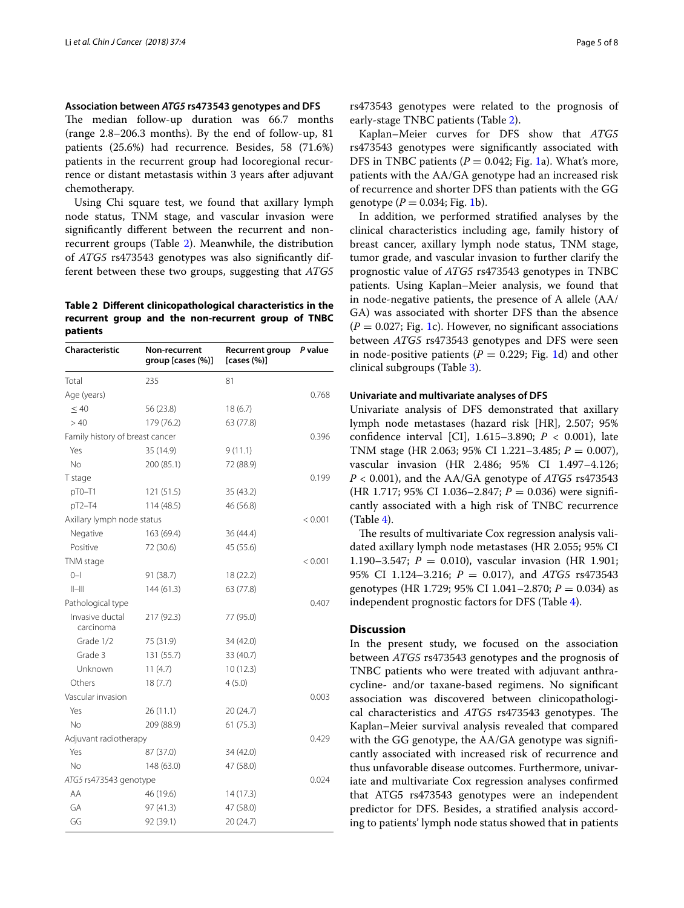### Association between *ATG5* rs473543 genotypes and DFS

The median follow-up duration was 66.7 months (range 2.8–206.3 months). By the end of follow-up, 81 patients (25.6%) had recurrence. Besides, 58 (71.6%) patients in the recurrent group had locoregional recurrence or distant metastasis within 3 years after adjuvant chemotherapy.

Using Chi square test, we found that axillary lymph node status, TNM stage, and vascular invasion were significantly different between the recurrent and non-recurrent groups (Table 2). Meanwhile, the distribution of *ATG5* rs473543 genotypes was also significantly different between these two groups, suggesting that *ATG5* rs473543 genotypes were related to the prognosis of early-stage TNBC patients (Table 2).

**Table 2 Different clinicopathological characteristics in the recurrent group and the non-recurrent group of TNBC patients**

| Characteristic | Non-recurrent group [cases (%)] | Recurrent group [cases (%)] | *P* value |
|---|---|---|---|
| Total | 235 | 81 | |
| Age (years) | | | 0.768 |
| ≤ 40 | 56 (23.8) | 18 (6.7) | |
| > 40 | 179 (76.2) | 63 (77.8) | |
| Family history of breast cancer | | | 0.396 |
| Yes | 35 (14.9) | 9 (11.1) | |
| No | 200 (85.1) | 72 (88.9) | |
| T stage | | | 0.199 |
| pT0–T1 | 121 (51.5) | 35 (43.2) | |
| pT2–T4 | 114 (48.5) | 46 (56.8) | |
| Axillary lymph node status | | | < 0.001 |
| Negative | 163 (69.4) | 36 (44.4) | |
| Positive | 72 (30.6) | 45 (55.6) | |
| TNM stage | | | < 0.001 |
| 0–I | 91 (38.7) | 18 (22.2) | |
| II–III | 144 (61.3) | 63 (77.8) | |
| Pathological type | | | 0.407 |
| Invasive ductal carcinoma | 217 (92.3) | 77 (95.0) | |
| Grade 1/2 | 75 (31.9) | 34 (42.0) | |
| Grade 3 | 131 (55.7) | 33 (40.7) | |
| Unknown | 11 (4.7) | 10 (12.3) | |
| Others | 18 (7.7) | 4 (5.0) | |
| Vascular invasion | | | 0.003 |
| Yes | 26 (11.1) | 20 (24.7) | |
| No | 209 (88.9) | 61 (75.3) | |
| Adjuvant radiotherapy | | | 0.429 |
| Yes | 87 (37.0) | 34 (42.0) | |
| No | 148 (63.0) | 47 (58.0) | |
| *ATG5* rs473543 genotype | | | 0.024 |
| AA | 46 (19.6) | 14 (17.3) | |
| GA | 97 (41.3) | 47 (58.0) | |
| GG | 92 (39.1) | 20 (24.7) | |

Kaplan–Meier curves for DFS show that *ATG5* rs473543 genotypes were significantly associated with DFS in TNBC patients ($P = 0.042$; Fig. 1a). What's more, patients with the AA/GA genotype had an increased risk of recurrence and shorter DFS than patients with the GG genotype ($P = 0.034$; Fig. 1b).

In addition, we performed stratified analyses by the clinical characteristics including age, family history of breast cancer, axillary lymph node status, TNM stage, tumor grade, and vascular invasion to further clarify the prognostic value of *ATG5* rs473543 genotypes in TNBC patients. Using Kaplan–Meier analysis, we found that in node-negative patients, the presence of A allele (AA/GA) was associated with shorter DFS than the absence ($P = 0.027$; Fig. 1c). However, no significant associations between *ATG5* rs473543 genotypes and DFS were seen in node-positive patients ($P = 0.229$; Fig. 1d) and other clinical subgroups (Table 3).

### Univariate and multivariate analyses of DFS

Univariate analysis of DFS demonstrated that axillary lymph node metastases (hazard risk [HR], 2.507; 95% confidence interval [CI], 1.615–3.890; $P < 0.001$), late TNM stage (HR 2.063; 95% CI 1.221–3.485; $P = 0.007$), vascular invasion (HR 2.486; 95% CI 1.497–4.126; $P < 0.001$), and the AA/GA genotype of *ATG5* rs473543 (HR 1.717; 95% CI 1.036–2.847; $P = 0.036$) were significantly associated with a high risk of TNBC recurrence (Table 4).

The results of multivariate Cox regression analysis validated axillary lymph node metastases (HR 2.055; 95% CI 1.190–3.547; $P = 0.010$), vascular invasion (HR 1.901; 95% CI 1.124–3.216; $P = 0.017$), and *ATG5* rs473543 genotypes (HR 1.729; 95% CI 1.041–2.870; $P = 0.034$) as independent prognostic factors for DFS (Table 4).

## Discussion

In the present study, we focused on the association between *ATG5* rs473543 genotypes and the prognosis of TNBC patients who were treated with adjuvant anthracycline- and/or taxane-based regimens. No significant association was discovered between clinicopathological characteristics and *ATG5* rs473543 genotypes. The Kaplan–Meier survival analysis revealed that compared with the GG genotype, the AA/GA genotype was significantly associated with increased risk of recurrence and thus unfavorable disease outcomes. Furthermore, univariate and multivariate Cox regression analyses confirmed that ATG5 rs473543 genotypes were an independent predictor for DFS. Besides, a stratified analysis according to patients' lymph node status showed that in patients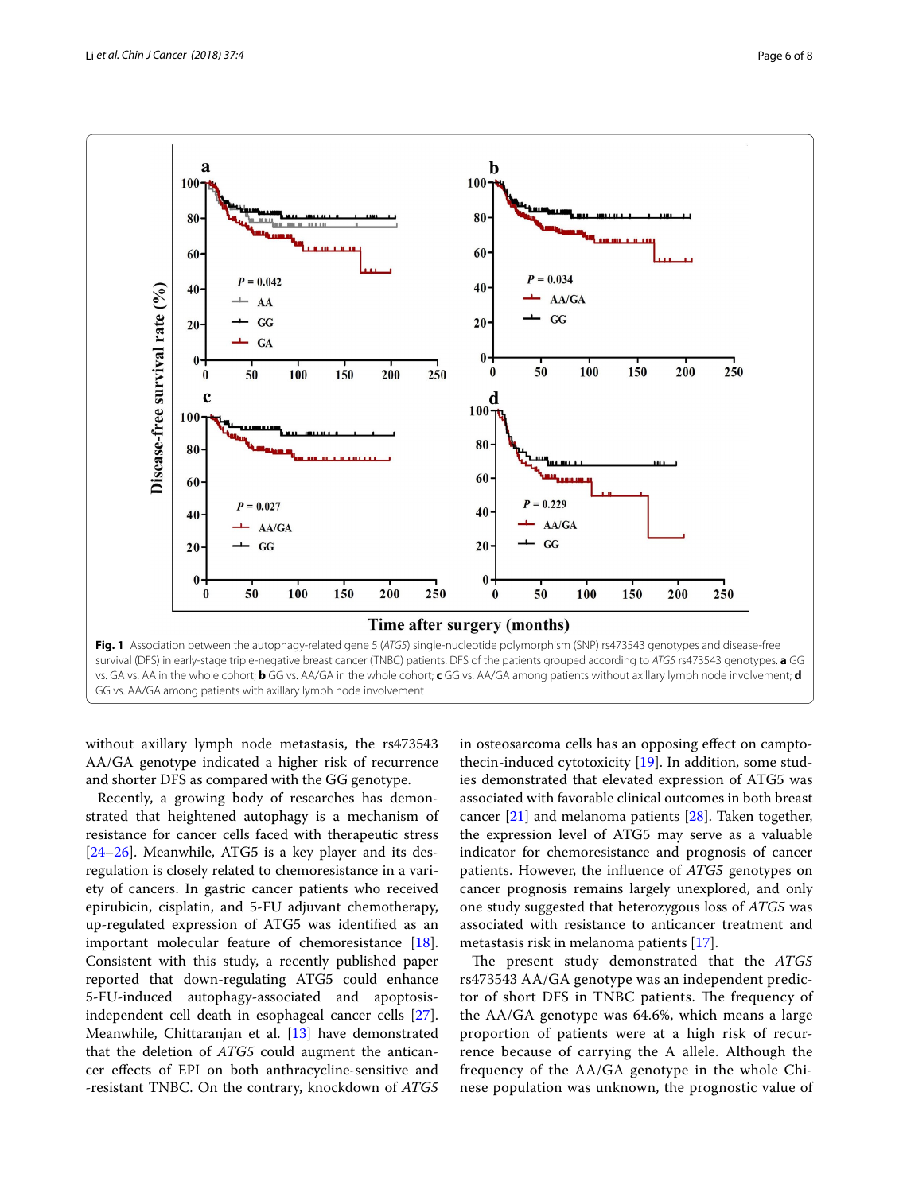**Fig. 1** Association between the autophagy-related gene 5 (*ATG5*) single-nucleotide polymorphism (SNP) rs473543 genotypes and disease-free survival (DFS) in early-stage triple-negative breast cancer (TNBC) patients. DFS of the patients grouped according to *ATG5* rs473543 genotypes. **a** GG vs. GA vs. AA in the whole cohort; **b** GG vs. AA/GA in the whole cohort; **c** GG vs. AA/GA among patients without axillary lymph node involvement; **d** GG vs. AA/GA among patients with axillary lymph node involvement

without axillary lymph node metastasis, the rs473543 AA/GA genotype indicated a higher risk of recurrence and shorter DFS as compared with the GG genotype.

Recently, a growing body of researches has demonstrated that heightened autophagy is a mechanism of resistance for cancer cells faced with therapeutic stress [24–26]. Meanwhile, ATG5 is a key player and its deregulation is closely related to chemoresistance in a variety of cancers. In gastric cancer patients who received epirubicin, cisplatin, and 5-FU adjuvant chemotherapy, up-regulated expression of ATG5 was identified as an important molecular feature of chemoresistance [18]. Consistent with this study, a recently published paper reported that down-regulating ATG5 could enhance 5-FU-induced autophagy-associated and apoptosis-independent cell death in esophageal cancer cells [27]. Meanwhile, Chittaranjan et al. [13] have demonstrated that the deletion of *ATG5* could augment the anticancer effects of EPI on both anthracycline-sensitive and -resistant TNBC. On the contrary, knockdown of *ATG5* in osteosarcoma cells has an opposing effect on camptothecin-induced cytotoxicity [19]. In addition, some studies demonstrated that elevated expression of ATG5 was associated with favorable clinical outcomes in both breast cancer [21] and melanoma patients [28]. Taken together, the expression level of ATG5 may serve as a valuable indicator for chemoresistance and prognosis of cancer patients. However, the influence of *ATG5* genotypes on cancer prognosis remains largely unexplored, and only one study suggested that heterozygous loss of *ATG5* was associated with resistance to anticancer treatment and metastasis risk in melanoma patients [17].

The present study demonstrated that the *ATG5* rs473543 AA/GA genotype was an independent predictor of short DFS in TNBC patients. The frequency of the AA/GA genotype was 64.6%, which means a large proportion of patients were at a high risk of recurrence because of carrying the A allele. Although the frequency of the AA/GA genotype in the whole Chinese population was unknown, the prognostic value of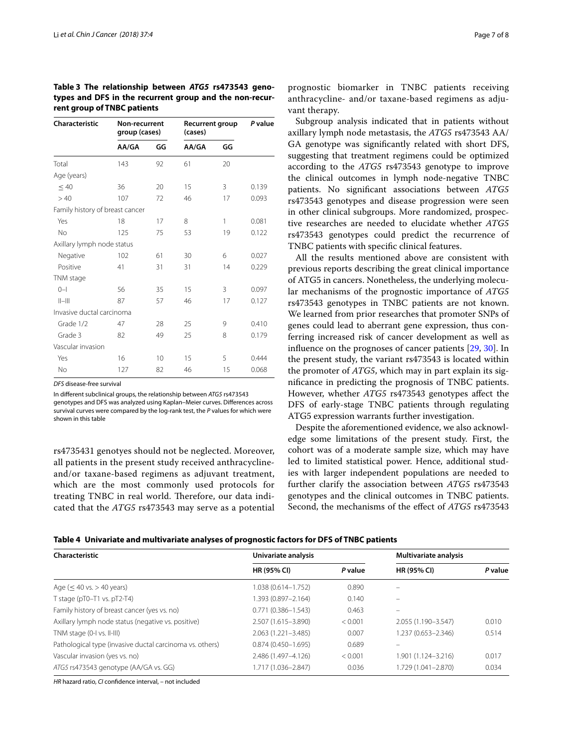**Table 3 The relationship between *ATG5* rs473543 genotypes and DFS in the recurrent group and the non-recurrent group of TNBC patients**

| Characteristic | Non-recurrent group (cases) | | Recurrent group (cases) | | P value |
|---|---|---|---|---|---|
| | AA/GA | GG | AA/GA | GG | |
| Total | 143 | 92 | 61 | 20 | |
| Age (years) | | | | | |
| ≤ 40 | 36 | 20 | 15 | 3 | 0.139 |
| > 40 | 107 | 72 | 46 | 17 | 0.093 |
| Family history of breast cancer | | | | | |
| Yes | 18 | 17 | 8 | 1 | 0.081 |
| No | 125 | 75 | 53 | 19 | 0.122 |
| Axillary lymph node status | | | | | |
| Negative | 102 | 61 | 30 | 6 | 0.027 |
| Positive | 41 | 31 | 31 | 14 | 0.229 |
| TNM stage | | | | | |
| 0–I | 56 | 35 | 15 | 3 | 0.097 |
| II–III | 87 | 57 | 46 | 17 | 0.127 |
| Invasive ductal carcinoma | | | | | |
| Grade 1/2 | 47 | 28 | 25 | 9 | 0.410 |
| Grade 3 | 82 | 49 | 25 | 8 | 0.179 |
| Vascular invasion | | | | | |
| Yes | 16 | 10 | 15 | 5 | 0.444 |
| No | 127 | 82 | 46 | 15 | 0.068 |

*DFS* disease-free survival

In different subclinical groups, the relationship between *ATG5* rs473543 genotypes and DFS was analyzed using Kaplan–Meier curves. Differences across survival curves were compared by the log-rank test, the *P* values for which were shown in this table

rs4735431 genotyes should not be neglected. Moreover, all patients in the present study received anthracycline- and/or taxane-based regimens as adjuvant treatment, which are the most commonly used protocols for treating TNBC in real world. Therefore, our data indicated that the *ATG5* rs473543 may serve as a potential prognostic biomarker in TNBC patients receiving anthracycline- and/or taxane-based regimens as adjuvant therapy.

Subgroup analysis indicated that in patients without axillary lymph node metastasis, the *ATG5* rs473543 AA/GA genotype was significantly related with short DFS, suggesting that treatment regimens could be optimized according to the *ATG5* rs473543 genotype to improve the clinical outcomes in lymph node-negative TNBC patients. No significant associations between *ATG5* rs473543 genotypes and disease progression were seen in other clinical subgroups. More randomized, prospective researches are needed to elucidate whether *ATG5* rs473543 genotypes could predict the recurrence of TNBC patients with specific clinical features.

All the results mentioned above are consistent with previous reports describing the great clinical importance of ATG5 in cancers. Nonetheless, the underlying molecular mechanisms of the prognostic importance of *ATG5* rs473543 genotypes in TNBC patients are not known. We learned from prior researches that promoter SNPs of genes could lead to aberrant gene expression, thus conferring increased risk of cancer development as well as influence on the prognoses of cancer patients [29, 30]. In the present study, the variant rs473543 is located within the promoter of *ATG5*, which may in part explain its significance in predicting the prognosis of TNBC patients. However, whether *ATG5* rs473543 genotypes affect the DFS of early-stage TNBC patients through regulating ATG5 expression warrants further investigation.

Despite the aforementioned evidence, we also acknowledge some limitations of the present study. First, the cohort was of a moderate sample size, which may have led to limited statistical power. Hence, additional studies with larger independent populations are needed to further clarify the association between *ATG5* rs473543 genotypes and the clinical outcomes in TNBC patients. Second, the mechanisms of the effect of *ATG5* rs473543

**Table 4 Univariate and multivariate analyses of prognostic factors for DFS of TNBC patients**

| Characteristic | Univariate analysis | | Multivariate analysis | |
|---|---|---|---|---|
| | HR (95% CI) | P value | HR (95% CI) | P value |
| Age (≤ 40 vs. > 40 years) | 1.038 (0.614–1.752) | 0.890 | – | |
| T stage (pT0–T1 vs. pT2-T4) | 1.393 (0.897–2.164) | 0.140 | – | |
| Family history of breast cancer (yes vs. no) | 0.771 (0.386–1.543) | 0.463 | – | |
| Axillary lymph node status (negative vs. positive) | 2.507 (1.615–3.890) | < 0.001 | 2.055 (1.190–3.547) | 0.010 |
| TNM stage (0-I vs. II-III) | 2.063 (1.221–3.485) | 0.007 | 1.237 (0.653–2.346) | 0.514 |
| Pathological type (invasive ductal carcinoma vs. others) | 0.874 (0.450–1.695) | 0.689 | – | |
| Vascular invasion (yes vs. no) | 2.486 (1.497–4.126) | < 0.001 | 1.901 (1.124–3.216) | 0.017 |
| *ATG5* rs473543 genotype (AA/GA vs. GG) | 1.717 (1.036–2.847) | 0.036 | 1.729 (1.041–2.870) | 0.034 |

*HR* hazard ratio, *CI* confidence interval, – not included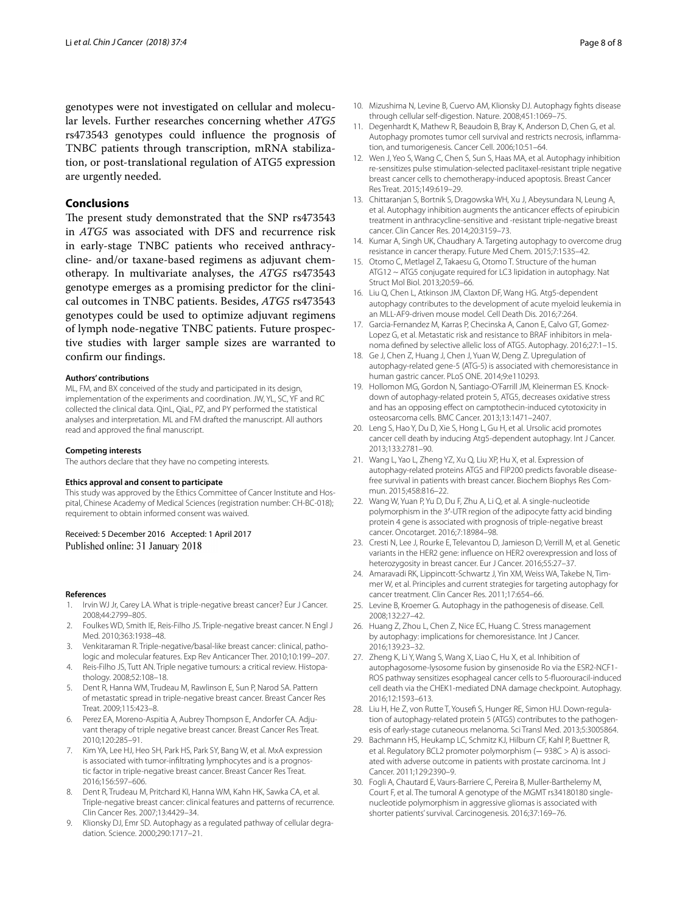genotypes were not investigated on cellular and molecular levels. Further researches concerning whether *ATG5* rs473543 genotypes could influence the prognosis of TNBC patients through transcription, mRNA stabilization, or post-translational regulation of ATG5 expression are urgently needed.

## Conclusions

The present study demonstrated that the SNP rs473543 in *ATG5* was associated with DFS and recurrence risk in early-stage TNBC patients who received anthracycline- and/or taxane-based regimens as adjuvant chemotherapy. In multivariate analyses, the *ATG5* rs473543 genotype emerges as a promising predictor for the clinical outcomes in TNBC patients. Besides, *ATG5* rs473543 genotypes could be used to optimize adjuvant regimens of lymph node-negative TNBC patients. Future prospective studies with larger sample sizes are warranted to confirm our findings.

#### Authors' contributions

ML, FM, and BX conceived of the study and participated in its design, implementation of the experiments and coordination. JW, YL, SC, YF and RC collected the clinical data. QinL, QiaL, PZ, and PY performed the statistical analyses and interpretation. ML and FM drafted the manuscript. All authors read and approved the final manuscript.

#### Competing interests

The authors declare that they have no competing interests.

#### Ethics approval and consent to participate

This study was approved by the Ethics Committee of Cancer Institute and Hospital, Chinese Academy of Medical Sciences (registration number: CH-BC-018); requirement to obtain informed consent was waived.

Received: 5 December 2016 Accepted: 1 April 2017
Published online: 31 January 2018

#### References

1. Irvin WJ Jr, Carey LA. What is triple-negative breast cancer? Eur J Cancer. 2008;44:2799–805.
2. Foulkes WD, Smith IE, Reis-Filho JS. Triple-negative breast cancer. N Engl J Med. 2010;363:1938–48.
3. Venkitaraman R. Triple-negative/basal-like breast cancer: clinical, pathologic and molecular features. Exp Rev Anticancer Ther. 2010;10:199–207.
4. Reis-Filho JS, Tutt AN. Triple negative tumours: a critical review. Histopathology. 2008;52:108–18.
5. Dent R, Hanna WM, Trudeau M, Rawlinson E, Sun P, Narod SA. Pattern of metastatic spread in triple-negative breast cancer. Breast Cancer Res Treat. 2009;115:423–8.
6. Perez EA, Moreno-Aspitia A, Aubrey Thompson E, Andorfer CA. Adjuvant therapy of triple negative breast cancer. Breast Cancer Res Treat. 2010;120:285–91.
7. Kim YA, Lee HJ, Heo SH, Park HS, Park SY, Bang W, et al. MxA expression is associated with tumor-infiltrating lymphocytes and is a prognostic factor in triple-negative breast cancer. Breast Cancer Res Treat. 2016;156:597–606.
8. Dent R, Trudeau M, Pritchard KI, Hanna WM, Kahn HK, Sawka CA, et al. Triple-negative breast cancer: clinical features and patterns of recurrence. Clin Cancer Res. 2007;13:4429–34.
9. Klionsky DJ, Emr SD. Autophagy as a regulated pathway of cellular degradation. Science. 2000;290:1717–21.
10. Mizushima N, Levine B, Cuervo AM, Klionsky DJ. Autophagy fights disease through cellular self-digestion. Nature. 2008;451:1069–75.
11. Degenhardt K, Mathew R, Beaudoin B, Bray K, Anderson D, Chen G, et al. Autophagy promotes tumor cell survival and restricts necrosis, inflammation, and tumorigenesis. Cancer Cell. 2006;10:51–64.
12. Wen J, Yeo S, Wang C, Chen S, Sun S, Haas MA, et al. Autophagy inhibition re-sensitizes pulse stimulation-selected paclitaxel-resistant triple negative breast cancer cells to chemotherapy-induced apoptosis. Breast Cancer Res Treat. 2015;149:619–29.
13. Chittaranjan S, Bortnik S, Dragowska WH, Xu J, Abeysundara N, Leung A, et al. Autophagy inhibition augments the anticancer effects of epirubicin treatment in anthracycline-sensitive and -resistant triple-negative breast cancer. Clin Cancer Res. 2014;20:3159–73.
14. Kumar A, Singh UK, Chaudhary A. Targeting autophagy to overcome drug resistance in cancer therapy. Future Med Chem. 2015;7:1535–42.
15. Otomo C, Metlagel Z, Takaesu G, Otomo T. Structure of the human ATG12 ~ ATG5 conjugate required for LC3 lipidation in autophagy. Nat Struct Mol Biol. 2013;20:59–66.
16. Liu Q, Chen L, Atkinson JM, Claxton DF, Wang HG. Atg5-dependent autophagy contributes to the development of acute myeloid leukemia in an MLL-AF9-driven mouse model. Cell Death Dis. 2016;7:264.
17. Garcia-Fernandez M, Karras P, Checinska A, Canon E, Calvo GT, Gomez-Lopez G, et al. Metastatic risk and resistance to BRAF inhibitors in melanoma defined by selective allelic loss of ATG5. Autophagy. 2016;27:1–15.
18. Ge J, Chen Z, Huang J, Chen J, Yuan W, Deng Z. Upregulation of autophagy-related gene-5 (ATG-5) is associated with chemoresistance in human gastric cancer. PLoS ONE. 2014;9:e110293.
19. Hollomon MG, Gordon N, Santiago-O'Farrill JM, Kleinerman ES. Knockdown of autophagy-related protein 5, ATG5, decreases oxidative stress and has an opposing effect on camptothecin-induced cytotoxicity in osteosarcoma cells. BMC Cancer. 2013;13:1471–2407.
20. Leng S, Hao Y, Du D, Xie S, Hong L, Gu H, et al. Ursolic acid promotes cancer cell death by inducing Atg5-dependent autophagy. Int J Cancer. 2013;133:2781–90.
21. Wang L, Yao L, Zheng YZ, Xu Q, Liu XP, Hu X, et al. Expression of autophagy-related proteins ATG5 and FIP200 predicts favorable disease-free survival in patients with breast cancer. Biochem Biophys Res Commun. 2015;458:816–22.
22. Wang W, Yuan P, Yu D, Du F, Zhu A, Li Q, et al. A single-nucleotide polymorphism in the 3′-UTR region of the adipocyte fatty acid binding protein 4 gene is associated with prognosis of triple-negative breast cancer. Oncotarget. 2016;7:18984–98.
23. Cresti N, Lee J, Rourke E, Televantou D, Jamieson D, Verrill M, et al. Genetic variants in the HER2 gene: influence on HER2 overexpression and loss of heterozygosity in breast cancer. Eur J Cancer. 2016;55:27–37.
24. Amaravadi RK, Lippincott-Schwartz J, Yin XM, Weiss WA, Takebe N, Timmer W, et al. Principles and current strategies for targeting autophagy for cancer treatment. Clin Cancer Res. 2011;17:654–66.
25. Levine B, Kroemer G. Autophagy in the pathogenesis of disease. Cell. 2008;132:27–42.
26. Huang Z, Zhou L, Chen Z, Nice EC, Huang C. Stress management by autophagy: implications for chemoresistance. Int J Cancer. 2016;139:23–32.
27. Zheng K, Li Y, Wang S, Wang X, Liao C, Hu X, et al. Inhibition of autophagosome-lysosome fusion by ginsenoside Ro via the ESR2-NCF1-ROS pathway sensitizes esophageal cancer cells to 5-fluorouracil-induced cell death via the CHEK1-mediated DNA damage checkpoint. Autophagy. 2016;12:1593–613.
28. Liu H, He Z, von Rutte T, Yousefi S, Hunger RE, Simon HU. Down-regulation of autophagy-related protein 5 (ATG5) contributes to the pathogenesis of early-stage cutaneous melanoma. Sci Transl Med. 2013;5:3005864.
29. Bachmann HS, Heukamp LC, Schmitz KJ, Hilburn CF, Kahl P, Buettner R, et al. Regulatory BCL2 promoter polymorphism (− 938C > A) is associated with adverse outcome in patients with prostate carcinoma. Int J Cancer. 2011;129:2390–9.
30. Fogli A, Chautard E, Vaurs-Barriere C, Pereira B, Muller-Barthelemy M, Court F, et al. The tumoral A genotype of the MGMT rs34180180 single-nucleotide polymorphism in aggressive gliomas is associated with shorter patients' survival. Carcinogenesis. 2016;37:169–76.